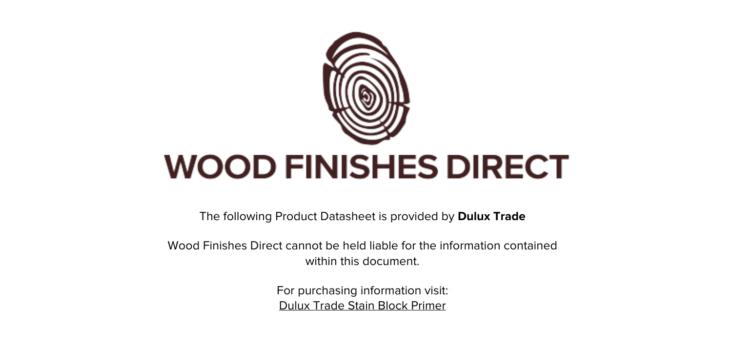# WOOD FINISHES DIRECT

The following Product Datasheet is provided by **Dulux Trade**

Wood Finishes Direct cannot be held liable for the information contained within this document.

For purchasing information visit:
Dulux Trade Stain Block Primer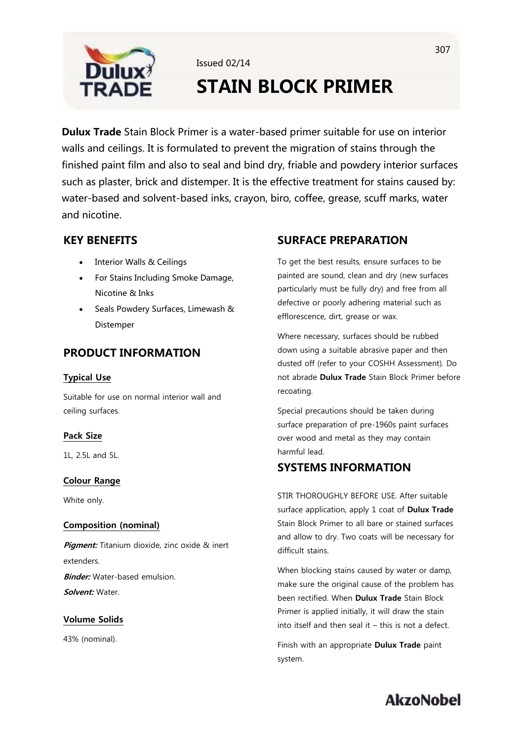Issued 02/14

# STAIN BLOCK PRIMER

**Dulux Trade** Stain Block Primer is a water-based primer suitable for use on interior walls and ceilings. It is formulated to prevent the migration of stains through the finished paint film and also to seal and bind dry, friable and powdery interior surfaces such as plaster, brick and distemper. It is the effective treatment for stains caused by: water-based and solvent-based inks, crayon, biro, coffee, grease, scuff marks, water and nicotine.

## KEY BENEFITS

- Interior Walls & Ceilings
- For Stains Including Smoke Damage, Nicotine & Inks
- Seals Powdery Surfaces, Limewash & Distemper

## PRODUCT INFORMATION

### Typical Use

Suitable for use on normal interior wall and ceiling surfaces.

### Pack Size

1L, 2.5L and 5L.

### Colour Range

White only.

### Composition (nominal)

***Pigment:*** Titanium dioxide, zinc oxide & inert extenders.
***Binder:*** Water-based emulsion.
***Solvent:*** Water.

### Volume Solids

43% (nominal).

## SURFACE PREPARATION

To get the best results, ensure surfaces to be painted are sound, clean and dry (new surfaces particularly must be fully dry) and free from all defective or poorly adhering material such as efflorescence, dirt, grease or wax.

Where necessary, surfaces should be rubbed down using a suitable abrasive paper and then dusted off (refer to your COSHH Assessment). Do not abrade **Dulux Trade** Stain Block Primer before recoating.

Special precautions should be taken during surface preparation of pre-1960s paint surfaces over wood and metal as they may contain harmful lead.

## SYSTEMS INFORMATION

STIR THOROUGHLY BEFORE USE. After suitable surface application, apply 1 coat of **Dulux Trade** Stain Block Primer to all bare or stained surfaces and allow to dry. Two coats will be necessary for difficult stains.

When blocking stains caused by water or damp, make sure the original cause of the problem has been rectified. When **Dulux Trade** Stain Block Primer is applied initially, it will draw the stain into itself and then seal it – this is not a defect.

Finish with an appropriate **Dulux Trade** paint system.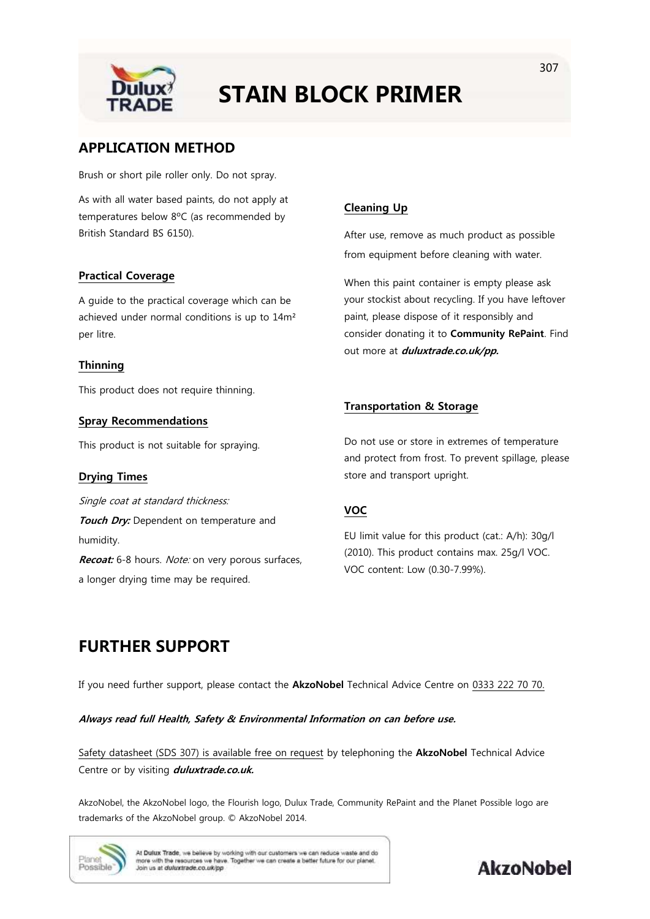# STAIN BLOCK PRIMER

## APPLICATION METHOD

Brush or short pile roller only. Do not spray.

As with all water based paints, do not apply at temperatures below 8ºC (as recommended by British Standard BS 6150).

### Practical Coverage

A guide to the practical coverage which can be achieved under normal conditions is up to 14m² per litre.

### Thinning

This product does not require thinning.

### Spray Recommendations

This product is not suitable for spraying.

### Drying Times

*Single coat at standard thickness:*

***Touch Dry:*** Dependent on temperature and humidity.

***Recoat:*** 6-8 hours. *Note:* on very porous surfaces, a longer drying time may be required.

### Cleaning Up

After use, remove as much product as possible from equipment before cleaning with water.

When this paint container is empty please ask your stockist about recycling. If you have leftover paint, please dispose of it responsibly and consider donating it to **Community RePaint**. Find out more at ***duluxtrade.co.uk/pp.***

### Transportation & Storage

Do not use or store in extremes of temperature and protect from frost. To prevent spillage, please store and transport upright.

### VOC

EU limit value for this product (cat.: A/h): 30g/l (2010). This product contains max. 25g/l VOC. VOC content: Low (0.30-7.99%).

## FURTHER SUPPORT

If you need further support, please contact the **AkzoNobel** Technical Advice Centre on 0333 222 70 70.

***Always read full Health, Safety & Environmental Information on can before use.***

Safety datasheet (SDS 307) is available free on request by telephoning the **AkzoNobel** Technical Advice Centre or by visiting ***duluxtrade.co.uk.***

AkzoNobel, the AkzoNobel logo, the Flourish logo, Dulux Trade, Community RePaint and the Planet Possible logo are trademarks of the AkzoNobel group. © AkzoNobel 2014.

At **Dulux Trade**, we believe by working with our customers we can reduce waste and do more with the resources we have. Together we can create a better future for our planet. Join us at *duluxtrade.co.uk/pp*